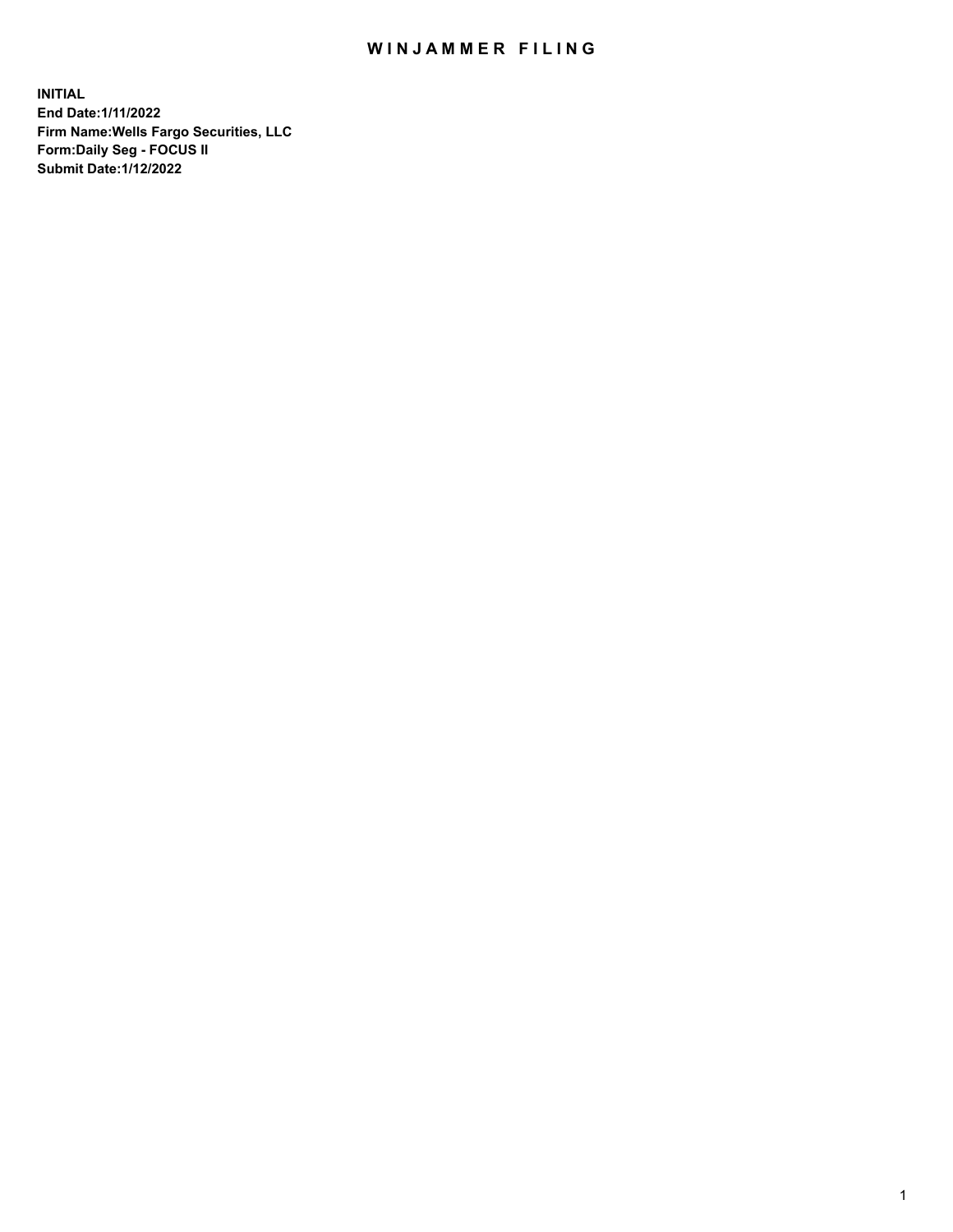# WINJAMMER FILING

**INITIAL**
**End Date:1/11/2022**
**Firm Name:Wells Fargo Securities, LLC**
**Form:Daily Seg - FOCUS II**
**Submit Date:1/12/2022**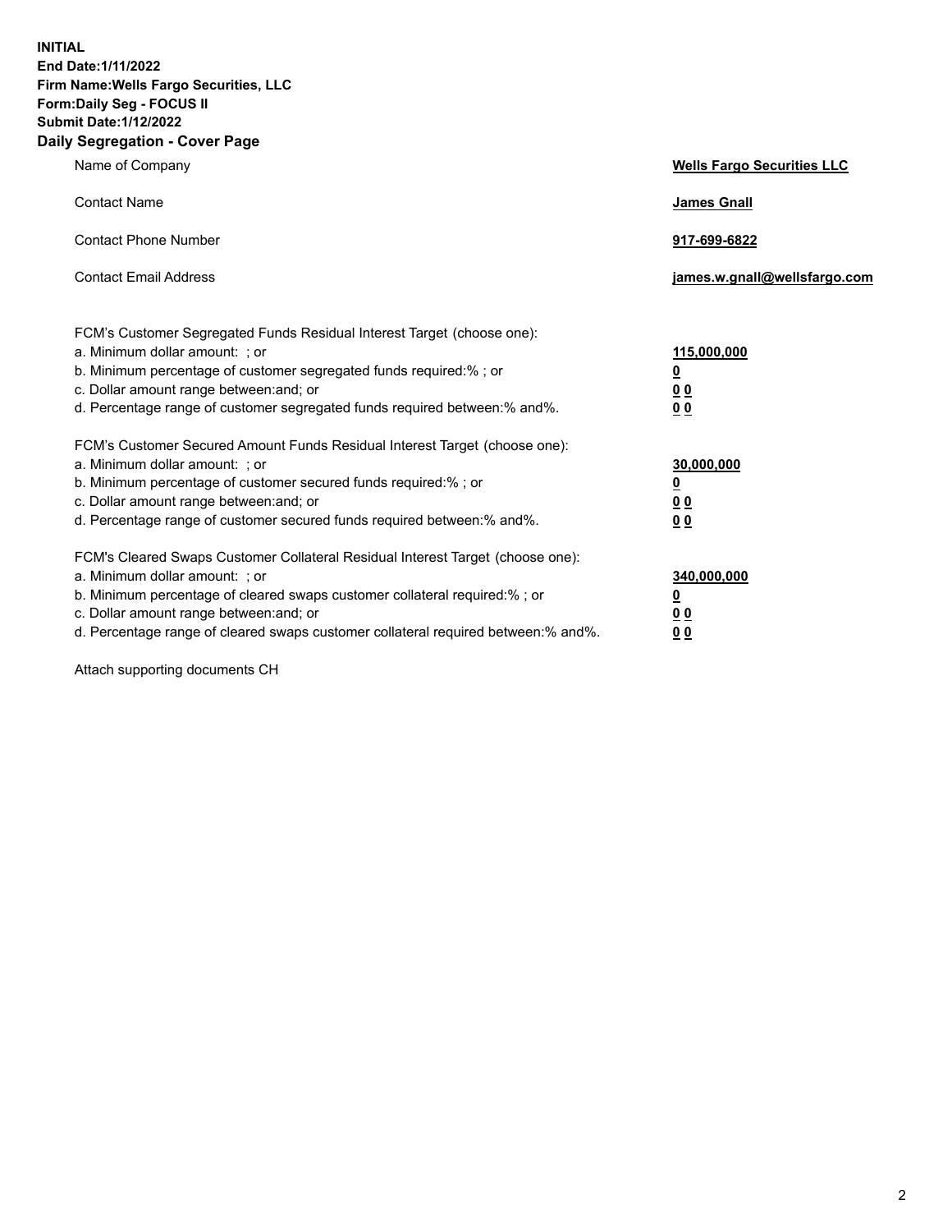**INITIAL**
**End Date:1/11/2022**
**Firm Name:Wells Fargo Securities, LLC**
**Form:Daily Seg - FOCUS II**
**Submit Date:1/12/2022**

## Daily Segregation - Cover Page

| | |
|---|---|
| Name of Company | **Wells Fargo Securities LLC** |
| Contact Name | **James Gnall** |
| Contact Phone Number | **917-699-6822** |
| Contact Email Address | **james.w.gnall@wellsfargo.com** |

FCM's Customer Segregated Funds Residual Interest Target (choose one):

| | |
|---|---|
| a. Minimum dollar amount: ; or | **115,000,000** |
| b. Minimum percentage of customer segregated funds required:% ; or | **0** |
| c. Dollar amount range between:and; or | **0 0** |
| d. Percentage range of customer segregated funds required between:% and%. | **0 0** |

FCM's Customer Secured Amount Funds Residual Interest Target (choose one):

| | |
|---|---|
| a. Minimum dollar amount: ; or | **30,000,000** |
| b. Minimum percentage of customer secured funds required:% ; or | **0** |
| c. Dollar amount range between:and; or | **0 0** |
| d. Percentage range of customer secured funds required between:% and%. | **0 0** |

FCM's Cleared Swaps Customer Collateral Residual Interest Target (choose one):

| | |
|---|---|
| a. Minimum dollar amount: ; or | **340,000,000** |
| b. Minimum percentage of cleared swaps customer collateral required:% ; or | **0** |
| c. Dollar amount range between:and; or | **0 0** |
| d. Percentage range of cleared swaps customer collateral required between:% and%. | **0 0** |

Attach supporting documents CH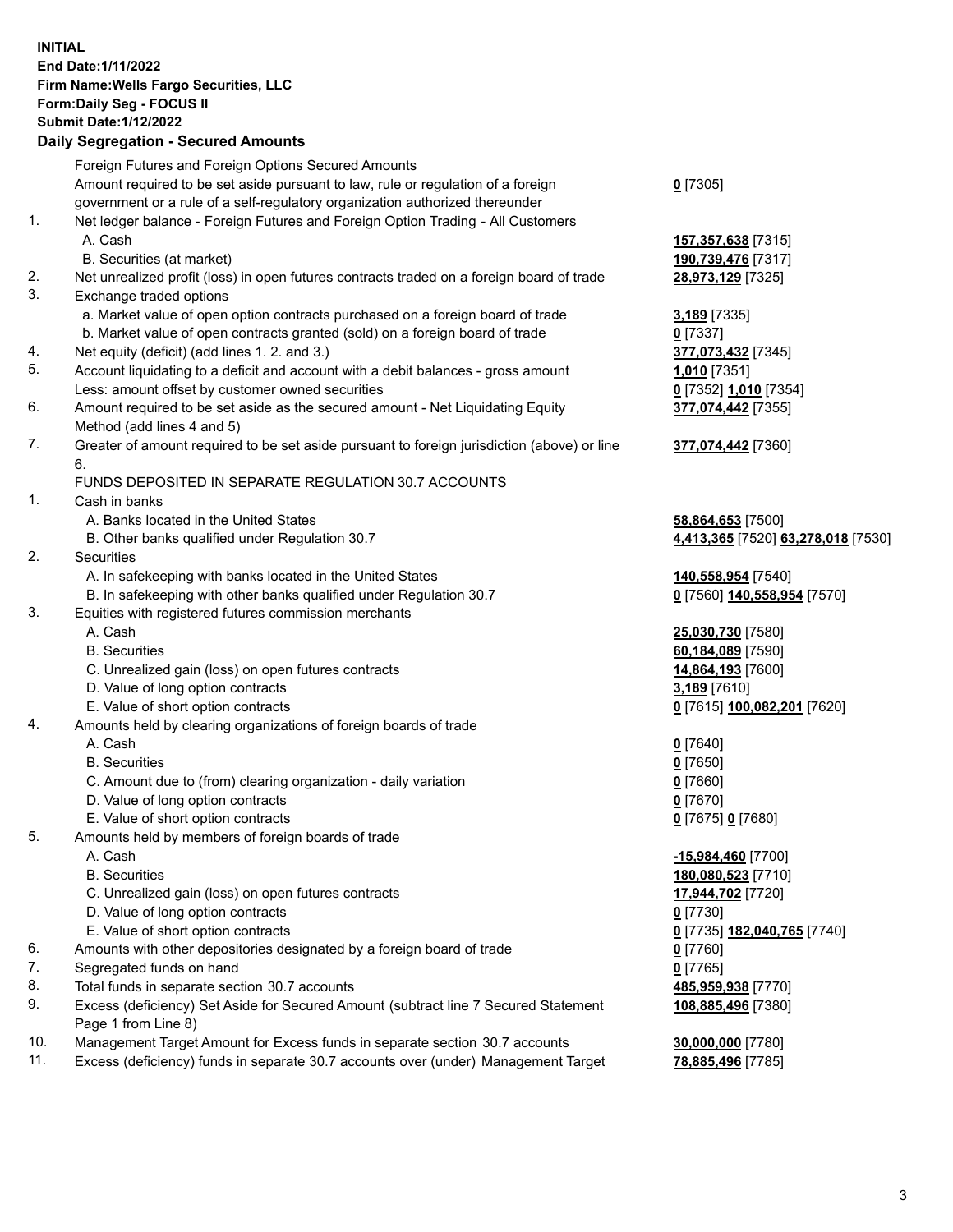**INITIAL**
**End Date:1/11/2022**
**Firm Name:Wells Fargo Securities, LLC**
**Form:Daily Seg - FOCUS II**
**Submit Date:1/12/2022**

## Daily Segregation - Secured Amounts

| | | |
|---|---|---|
| | Foreign Futures and Foreign Options Secured Amounts | |
| | Amount required to be set aside pursuant to law, rule or regulation of a foreign government or a rule of a self-regulatory organization authorized thereunder | **0** [7305] |
| 1. | Net ledger balance - Foreign Futures and Foreign Option Trading - All Customers | |
| | A. Cash | **157,357,638** [7315] |
| | B. Securities (at market) | **190,739,476** [7317] |
| 2. | Net unrealized profit (loss) in open futures contracts traded on a foreign board of trade | **28,973,129** [7325] |
| 3. | Exchange traded options | |
| | a. Market value of open option contracts purchased on a foreign board of trade | **3,189** [7335] |
| | b. Market value of open contracts granted (sold) on a foreign board of trade | **0** [7337] |
| 4. | Net equity (deficit) (add lines 1. 2. and 3.) | **377,073,432** [7345] |
| 5. | Account liquidating to a deficit and account with a debit balances - gross amount | **1,010** [7351] |
| | Less: amount offset by customer owned securities | **0** [7352] **1,010** [7354] |
| 6. | Amount required to be set aside as the secured amount - Net Liquidating Equity Method (add lines 4 and 5) | **377,074,442** [7355] |
| 7. | Greater of amount required to be set aside pursuant to foreign jurisdiction (above) or line 6. | **377,074,442** [7360] |
| | FUNDS DEPOSITED IN SEPARATE REGULATION 30.7 ACCOUNTS | |
| 1. | Cash in banks | |
| | A. Banks located in the United States | **58,864,653** [7500] |
| | B. Other banks qualified under Regulation 30.7 | **4,413,365** [7520] **63,278,018** [7530] |
| 2. | Securities | |
| | A. In safekeeping with banks located in the United States | **140,558,954** [7540] |
| | B. In safekeeping with other banks qualified under Regulation 30.7 | **0** [7560] **140,558,954** [7570] |
| 3. | Equities with registered futures commission merchants | |
| | A. Cash | **25,030,730** [7580] |
| | B. Securities | **60,184,089** [7590] |
| | C. Unrealized gain (loss) on open futures contracts | **14,864,193** [7600] |
| | D. Value of long option contracts | **3,189** [7610] |
| | E. Value of short option contracts | **0** [7615] **100,082,201** [7620] |
| 4. | Amounts held by clearing organizations of foreign boards of trade | |
| | A. Cash | **0** [7640] |
| | B. Securities | **0** [7650] |
| | C. Amount due to (from) clearing organization - daily variation | **0** [7660] |
| | D. Value of long option contracts | **0** [7670] |
| | E. Value of short option contracts | **0** [7675] **0** [7680] |
| 5. | Amounts held by members of foreign boards of trade | |
| | A. Cash | **-15,984,460** [7700] |
| | B. Securities | **180,080,523** [7710] |
| | C. Unrealized gain (loss) on open futures contracts | **17,944,702** [7720] |
| | D. Value of long option contracts | **0** [7730] |
| | E. Value of short option contracts | **0** [7735] **182,040,765** [7740] |
| 6. | Amounts with other depositories designated by a foreign board of trade | **0** [7760] |
| 7. | Segregated funds on hand | **0** [7765] |
| 8. | Total funds in separate section 30.7 accounts | **485,959,938** [7770] |
| 9. | Excess (deficiency) Set Aside for Secured Amount (subtract line 7 Secured Statement Page 1 from Line 8) | **108,885,496** [7380] |
| 10. | Management Target Amount for Excess funds in separate section 30.7 accounts | **30,000,000** [7780] |
| 11. | Excess (deficiency) funds in separate 30.7 accounts over (under) Management Target | **78,885,496** [7785] |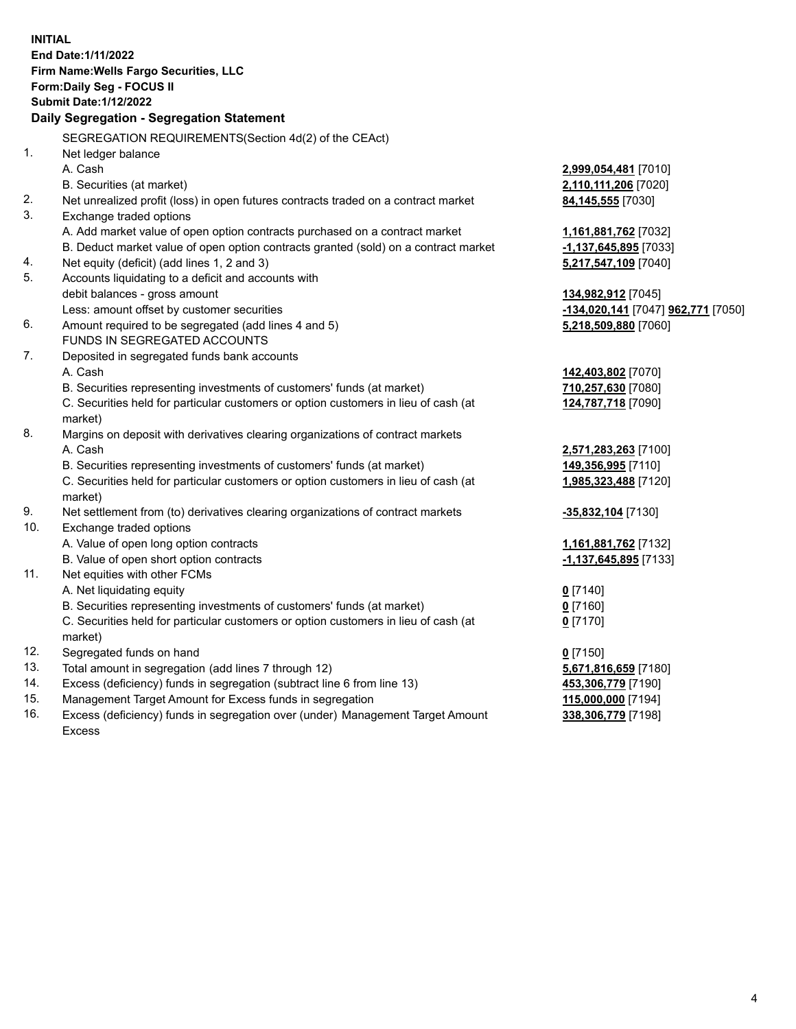**INITIAL**
**End Date:1/11/2022**
**Firm Name:Wells Fargo Securities, LLC**
**Form:Daily Seg - FOCUS II**
**Submit Date:1/12/2022**

## Daily Segregation - Segregation Statement

SEGREGATION REQUIREMENTS(Section 4d(2) of the CEAct)

| No. | Description | Amount |
|---|---|---|
| 1. | Net ledger balance | |
| | A. Cash | **2,999,054,481** [7010] |
| | B. Securities (at market) | **2,110,111,206** [7020] |
| 2. | Net unrealized profit (loss) in open futures contracts traded on a contract market | **84,145,555** [7030] |
| 3. | Exchange traded options | |
| | A. Add market value of open option contracts purchased on a contract market | **1,161,881,762** [7032] |
| | B. Deduct market value of open option contracts granted (sold) on a contract market | **-1,137,645,895** [7033] |
| 4. | Net equity (deficit) (add lines 1, 2 and 3) | **5,217,547,109** [7040] |
| 5. | Accounts liquidating to a deficit and accounts with | |
| | debit balances - gross amount | **134,982,912** [7045] |
| | Less: amount offset by customer securities | **-134,020,141** [7047] **962,771** [7050] |
| 6. | Amount required to be segregated (add lines 4 and 5) | **5,218,509,880** [7060] |
| | FUNDS IN SEGREGATED ACCOUNTS | |
| 7. | Deposited in segregated funds bank accounts | |
| | A. Cash | **142,403,802** [7070] |
| | B. Securities representing investments of customers' funds (at market) | **710,257,630** [7080] |
| | C. Securities held for particular customers or option customers in lieu of cash (at market) | **124,787,718** [7090] |
| 8. | Margins on deposit with derivatives clearing organizations of contract markets | |
| | A. Cash | **2,571,283,263** [7100] |
| | B. Securities representing investments of customers' funds (at market) | **149,356,995** [7110] |
| | C. Securities held for particular customers or option customers in lieu of cash (at market) | **1,985,323,488** [7120] |
| 9. | Net settlement from (to) derivatives clearing organizations of contract markets | **-35,832,104** [7130] |
| 10. | Exchange traded options | |
| | A. Value of open long option contracts | **1,161,881,762** [7132] |
| | B. Value of open short option contracts | **-1,137,645,895** [7133] |
| 11. | Net equities with other FCMs | |
| | A. Net liquidating equity | **0** [7140] |
| | B. Securities representing investments of customers' funds (at market) | **0** [7160] |
| | C. Securities held for particular customers or option customers in lieu of cash (at market) | **0** [7170] |
| 12. | Segregated funds on hand | **0** [7150] |
| 13. | Total amount in segregation (add lines 7 through 12) | **5,671,816,659** [7180] |
| 14. | Excess (deficiency) funds in segregation (subtract line 6 from line 13) | **453,306,779** [7190] |
| 15. | Management Target Amount for Excess funds in segregation | **115,000,000** [7194] |
| 16. | Excess (deficiency) funds in segregation over (under) Management Target Amount Excess | **338,306,779** [7198] |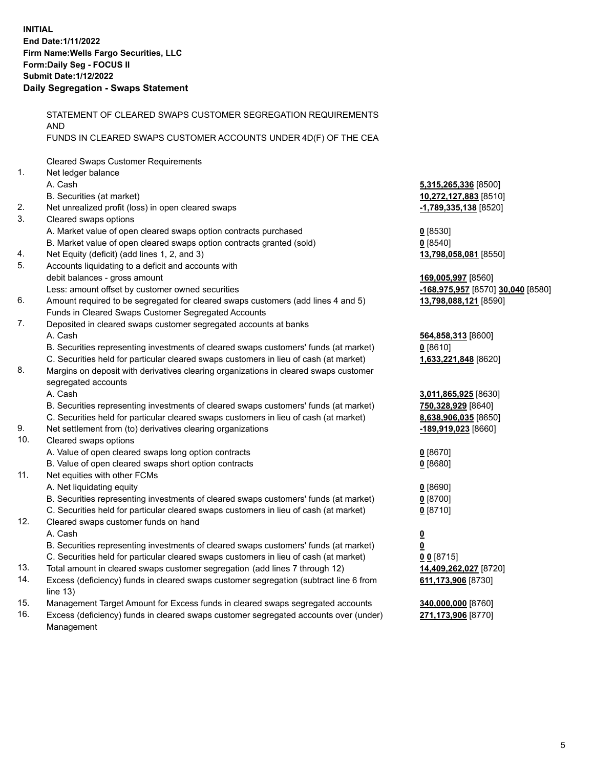**INITIAL**
**End Date:1/11/2022**
**Firm Name:Wells Fargo Securities, LLC**
**Form:Daily Seg - FOCUS II**
**Submit Date:1/12/2022**
**Daily Segregation - Swaps Statement**

STATEMENT OF CLEARED SWAPS CUSTOMER SEGREGATION REQUIREMENTS AND
FUNDS IN CLEARED SWAPS CUSTOMER ACCOUNTS UNDER 4D(F) OF THE CEA

| | | |
|---|---|---|
| | Cleared Swaps Customer Requirements | |
| 1. | Net ledger balance | |
| | A. Cash | **5,315,265,336** [8500] |
| | B. Securities (at market) | **10,272,127,883** [8510] |
| 2. | Net unrealized profit (loss) in open cleared swaps | **-1,789,335,138** [8520] |
| 3. | Cleared swaps options | |
| | A. Market value of open cleared swaps option contracts purchased | **0** [8530] |
| | B. Market value of open cleared swaps option contracts granted (sold) | **0** [8540] |
| 4. | Net Equity (deficit) (add lines 1, 2, and 3) | **13,798,058,081** [8550] |
| 5. | Accounts liquidating to a deficit and accounts with debit balances - gross amount | **169,005,997** [8560] |
| | Less: amount offset by customer owned securities | **-168,975,957** [8570] **30,040** [8580] |
| 6. | Amount required to be segregated for cleared swaps customers (add lines 4 and 5) | **13,798,088,121** [8590] |
| | Funds in Cleared Swaps Customer Segregated Accounts | |
| 7. | Deposited in cleared swaps customer segregated accounts at banks | |
| | A. Cash | **564,858,313** [8600] |
| | B. Securities representing investments of cleared swaps customers' funds (at market) | **0** [8610] |
| | C. Securities held for particular cleared swaps customers in lieu of cash (at market) | **1,633,221,848** [8620] |
| 8. | Margins on deposit with derivatives clearing organizations in cleared swaps customer segregated accounts | |
| | A. Cash | **3,011,865,925** [8630] |
| | B. Securities representing investments of cleared swaps customers' funds (at market) | **750,328,929** [8640] |
| | C. Securities held for particular cleared swaps customers in lieu of cash (at market) | **8,638,906,035** [8650] |
| 9. | Net settlement from (to) derivatives clearing organizations | **-189,919,023** [8660] |
| 10. | Cleared swaps options | |
| | A. Value of open cleared swaps long option contracts | **0** [8670] |
| | B. Value of open cleared swaps short option contracts | **0** [8680] |
| 11. | Net equities with other FCMs | |
| | A. Net liquidating equity | **0** [8690] |
| | B. Securities representing investments of cleared swaps customers' funds (at market) | **0** [8700] |
| | C. Securities held for particular cleared swaps customers in lieu of cash (at market) | **0** [8710] |
| 12. | Cleared swaps customer funds on hand | |
| | A. Cash | **0** |
| | B. Securities representing investments of cleared swaps customers' funds (at market) | **0** |
| | C. Securities held for particular cleared swaps customers in lieu of cash (at market) | **0** **0** [8715] |
| 13. | Total amount in cleared swaps customer segregation (add lines 7 through 12) | **14,409,262,027** [8720] |
| 14. | Excess (deficiency) funds in cleared swaps customer segregation (subtract line 6 from line 13) | **611,173,906** [8730] |
| 15. | Management Target Amount for Excess funds in cleared swaps segregated accounts | **340,000,000** [8760] |
| 16. | Excess (deficiency) funds in cleared swaps customer segregated accounts over (under) Management | **271,173,906** [8770] |